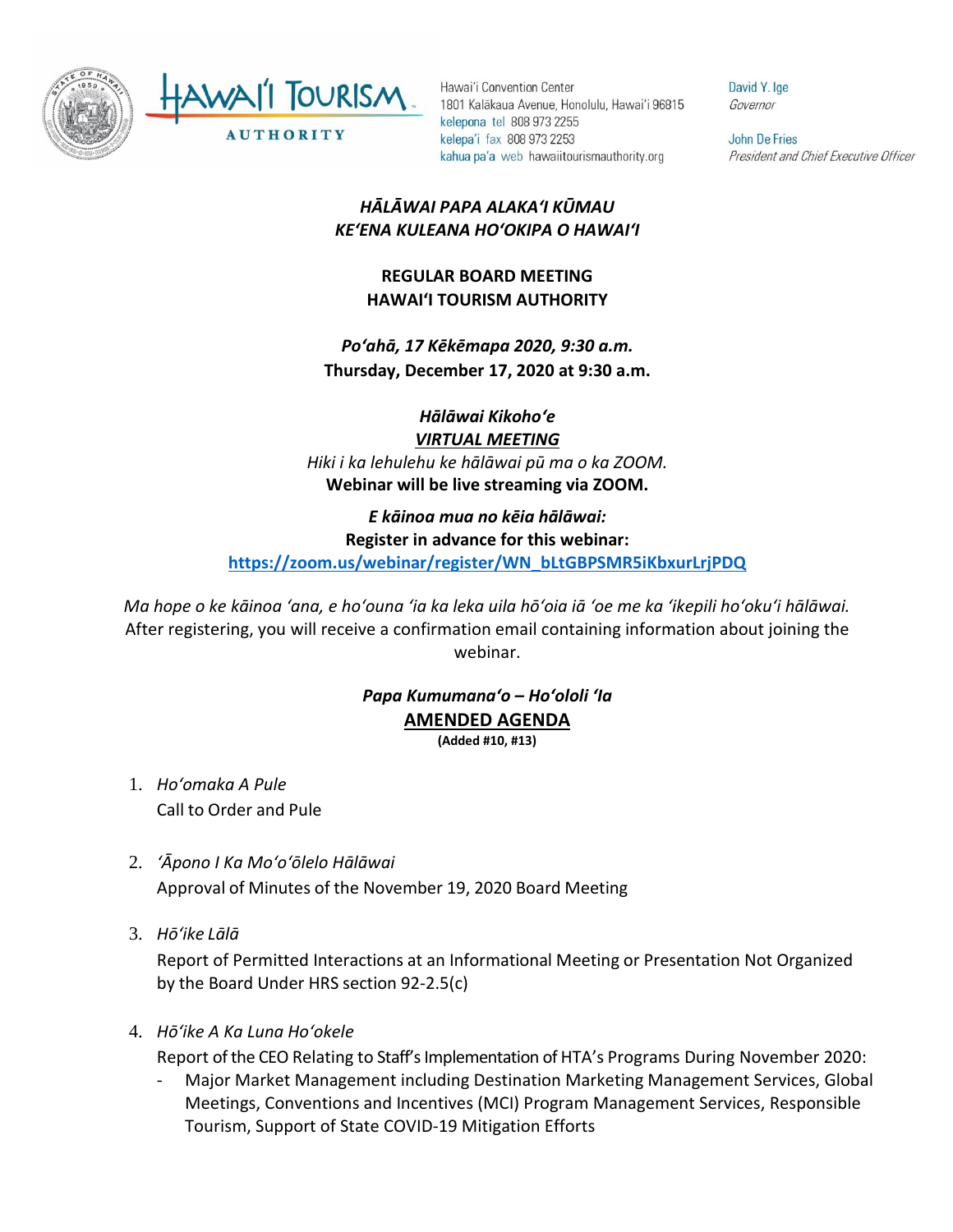Hawaiʻi Convention Center
1801 Kalākaua Avenue, Honolulu, Hawaiʻi 96815
kelepona tel 808 973 2255
kelepaʻi fax 808 973 2253
kahua paʻa web hawaiitourismauthority.org

David Y. Ige
*Governor*

John De Fries
*President and Chief Executive Officer*

***HĀLĀWAI PAPA ALAKAʻI KŪMAU***
***KEʻENA KULEANA HOʻOKIPA O HAWAIʻI***

**REGULAR BOARD MEETING**
**HAWAIʻI TOURISM AUTHORITY**

***Poʻahā, 17 Kēkēmapa 2020, 9:30 a.m.***
**Thursday, December 17, 2020 at 9:30 a.m.**

***Hālāwai Kikohoʻe***
***VIRTUAL MEETING***
*Hiki i ka lehulehu ke hālāwai pū ma o ka ZOOM.*
**Webinar will be live streaming via ZOOM.**

***E kāinoa mua no kēia hālāwai:***
**Register in advance for this webinar:**
**https://zoom.us/webinar/register/WN_bLtGBPSMR5iKbxurLrjPDQ**

*Ma hope o ke kāinoa ʻana, e hoʻouna ʻia ka leka uila hōʻoia iā ʻoe me ka ʻikepili hoʻokuʻi hālāwai.*
After registering, you will receive a confirmation email containing information about joining the webinar.

***Papa Kumumanaʻo – Hoʻololi ʻIa***
**AMENDED AGENDA**
**(Added #10, #13)**

1. *Hoʻomaka A Pule*
   Call to Order and Pule

2. *ʻĀpono I Ka Moʻoʻōlelo Hālāwai*
   Approval of Minutes of the November 19, 2020 Board Meeting

3. *Hōʻike Lālā*
   Report of Permitted Interactions at an Informational Meeting or Presentation Not Organized by the Board Under HRS section 92-2.5(c)

4. *Hōʻike A Ka Luna Hoʻokele*
   Report of the CEO Relating to Staff's Implementation of HTA's Programs During November 2020:
   - Major Market Management including Destination Marketing Management Services, Global Meetings, Conventions and Incentives (MCI) Program Management Services, Responsible Tourism, Support of State COVID-19 Mitigation Efforts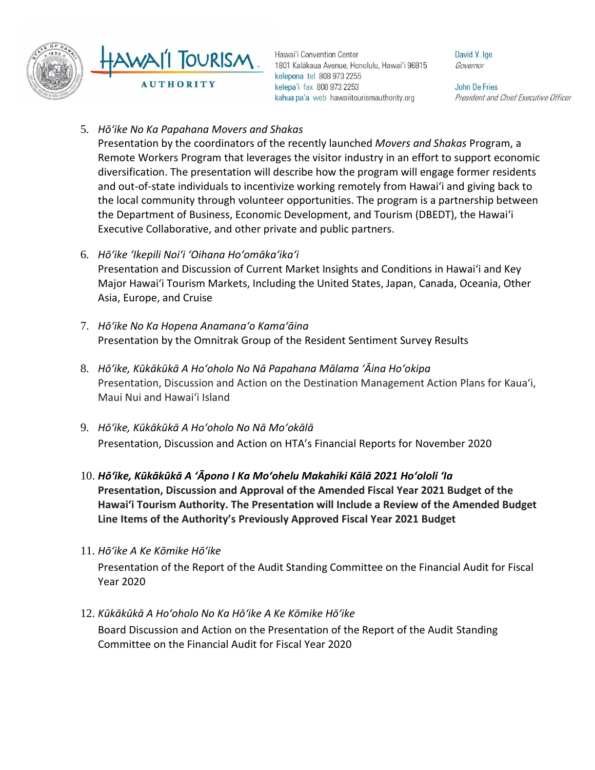5. *Hōʻike No Ka Papahana Movers and Shakas*
   Presentation by the coordinators of the recently launched *Movers and Shakas* Program, a Remote Workers Program that leverages the visitor industry in an effort to support economic diversification. The presentation will describe how the program will engage former residents and out-of-state individuals to incentivize working remotely from Hawaiʻi and giving back to the local community through volunteer opportunities. The program is a partnership between the Department of Business, Economic Development, and Tourism (DBEDT), the Hawaiʻi Executive Collaborative, and other private and public partners.

6. *Hōʻike ʻIkepili Noiʻi ʻOihana Hoʻomākaʻikaʻi*
   Presentation and Discussion of Current Market Insights and Conditions in Hawaiʻi and Key Major Hawaiʻi Tourism Markets, Including the United States, Japan, Canada, Oceania, Other Asia, Europe, and Cruise

7. *Hōʻike No Ka Hopena Anamanaʻo Kamaʻāina*
   Presentation by the Omnitrak Group of the Resident Sentiment Survey Results

8. *Hōʻike, Kūkākūkā A Hoʻoholo No Nā Papahana Mālama ʻĀina Hoʻokipa*
   Presentation, Discussion and Action on the Destination Management Action Plans for Kauaʻi, Maui Nui and Hawaiʻi Island

9. *Hōʻike, Kūkākūkā A Hoʻoholo No Nā Moʻokālā*
   Presentation, Discussion and Action on HTA's Financial Reports for November 2020

10. ***Hōʻike, Kūkākūkā A ʻĀpono I Ka Moʻohelu Makahiki Kālā 2021 Hoʻololi ʻIa***
    **Presentation, Discussion and Approval of the Amended Fiscal Year 2021 Budget of the Hawaiʻi Tourism Authority. The Presentation will Include a Review of the Amended Budget Line Items of the Authority's Previously Approved Fiscal Year 2021 Budget**

11. *Hōʻike A Ke Kōmike Hōʻike*
    Presentation of the Report of the Audit Standing Committee on the Financial Audit for Fiscal Year 2020

12. *Kūkākūkā A Hoʻoholo No Ka Hōʻike A Ke Kōmike Hōʻike*
    Board Discussion and Action on the Presentation of the Report of the Audit Standing Committee on the Financial Audit for Fiscal Year 2020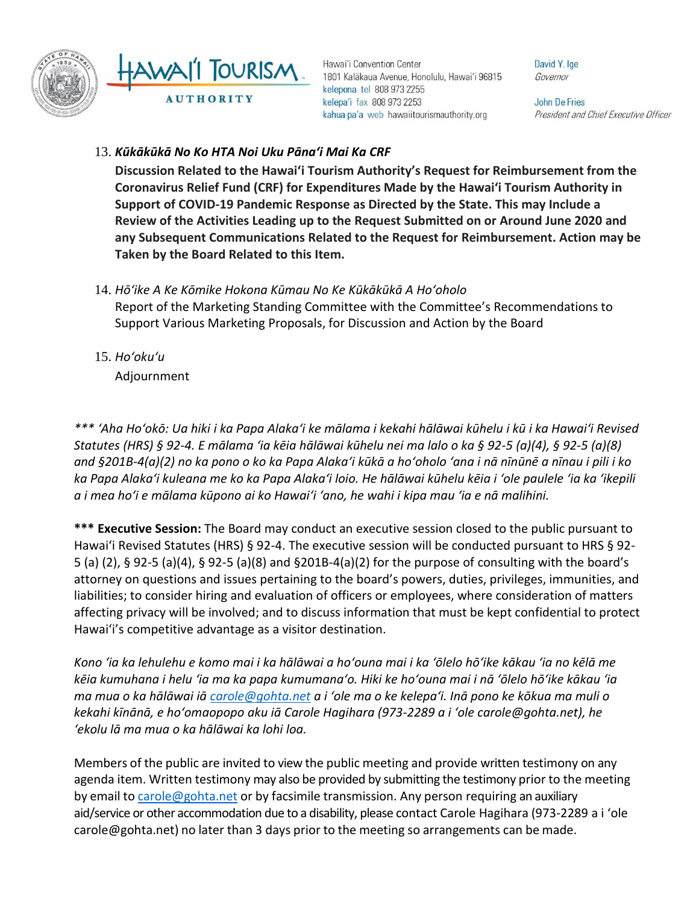13. ***Kūkākūkā No Ko HTA Noi Uku Pānaʻi Mai Ka CRF***
    **Discussion Related to the Hawaiʻi Tourism Authority's Request for Reimbursement from the Coronavirus Relief Fund (CRF) for Expenditures Made by the Hawaiʻi Tourism Authority in Support of COVID-19 Pandemic Response as Directed by the State. This may Include a Review of the Activities Leading up to the Request Submitted on or Around June 2020 and any Subsequent Communications Related to the Request for Reimbursement. Action may be Taken by the Board Related to this Item.**

14. *Hōʻike A Ke Kōmike Hokona Kūmau No Ke Kūkākūkā A Hoʻoholo*
    Report of the Marketing Standing Committee with the Committee's Recommendations to Support Various Marketing Proposals, for Discussion and Action by the Board

15. *Hoʻokuʻu*
    Adjournment

*\*\*\* ʻAha Hoʻokō: Ua hiki i ka Papa Alakaʻi ke mālama i kekahi hālāwai kūhelu i kū i ka Hawaiʻi Revised Statutes (HRS) § 92-4. E mālama ʻia kēia hālāwai kūhelu nei ma lalo o ka § 92-5 (a)(4), § 92-5 (a)(8) and §201B-4(a)(2) no ka pono o ko ka Papa Alakaʻi kūkā a hoʻoholo ʻana i nā nīnūnē a nīnau i pili i ko ka Papa Alakaʻi kuleana me ko ka Papa Alakaʻi loio. He hālāwai kūhelu kēia i ʻole paulele ʻia ka ʻikepili a i mea hoʻi e mālama kūpono ai ko Hawaiʻi ʻano, he wahi i kipa mau ʻia e nā malihini.*

**\*\*\* Executive Session:** The Board may conduct an executive session closed to the public pursuant to Hawaiʻi Revised Statutes (HRS) § 92-4. The executive session will be conducted pursuant to HRS § 92-5 (a) (2), § 92-5 (a)(4), § 92-5 (a)(8) and §201B-4(a)(2) for the purpose of consulting with the board's attorney on questions and issues pertaining to the board's powers, duties, privileges, immunities, and liabilities; to consider hiring and evaluation of officers or employees, where consideration of matters affecting privacy will be involved; and to discuss information that must be kept confidential to protect Hawaiʻi's competitive advantage as a visitor destination.

*Kono ʻia ka lehulehu e komo mai i ka hālāwai a hoʻouna mai i ka ʻōlelo hōʻike kākau ʻia no kēlā me kēia kumuhana i helu ʻia ma ka papa kumumanaʻo. Hiki ke hoʻouna mai i nā ʻōlelo hōʻike kākau ʻia ma mua o ka hālāwai iā carole@gohta.net a i ʻole ma o ke kelepaʻi. Inā pono ke kōkua ma muli o kekahi kīnānā, e hoʻomaopopo aku iā Carole Hagihara (973-2289 a i ʻole carole@gohta.net), he ʻekolu lā ma mua o ka hālāwai ka lohi loa.*

Members of the public are invited to view the public meeting and provide written testimony on any agenda item. Written testimony may also be provided by submitting the testimony prior to the meeting by email to carole@gohta.net or by facsimile transmission. Any person requiring an auxiliary aid/service or other accommodation due to a disability, please contact Carole Hagihara (973-2289 a i ʻole carole@gohta.net) no later than 3 days prior to the meeting so arrangements can be made.